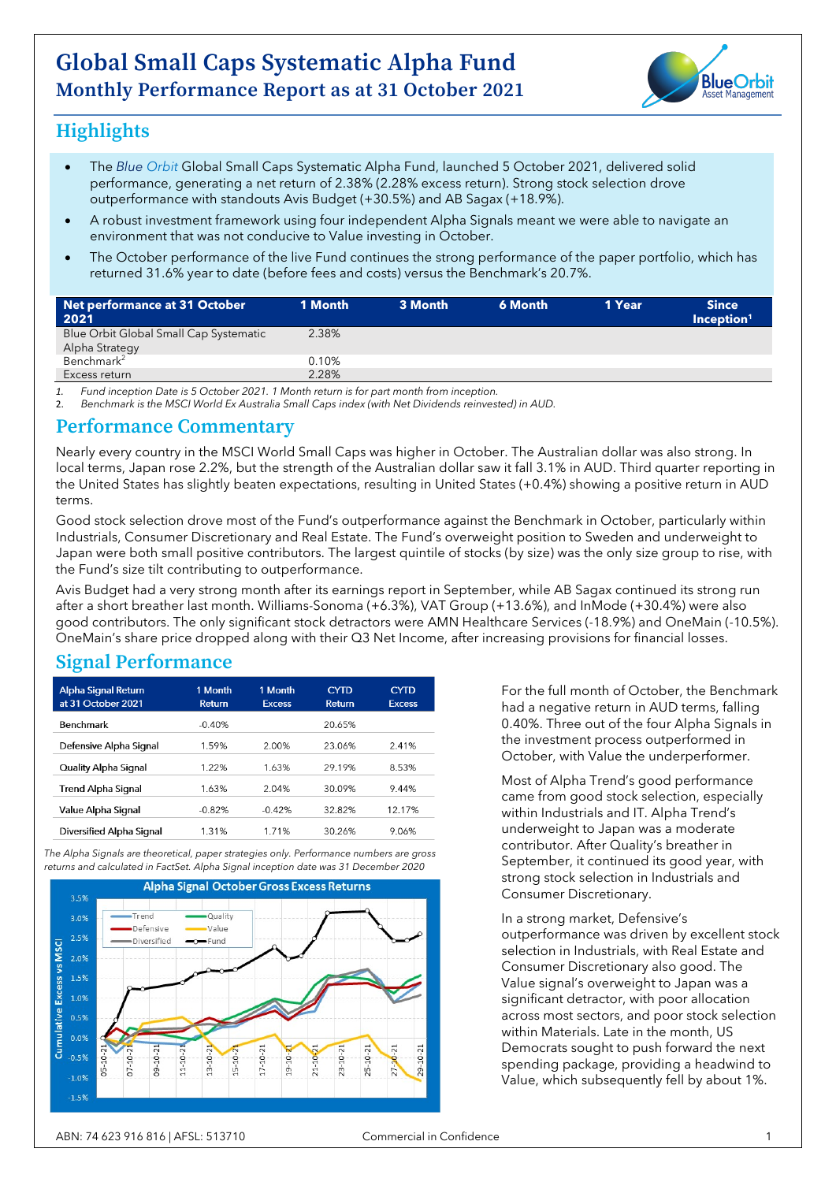// Global Small Caps Systematic Alpha Fund

# Global Small Caps Systematic Alpha Fund
## Monthly Performance Report as at 31 October 2021

## Highlights

- The *Blue Orbit* Global Small Caps Systematic Alpha Fund, launched 5 October 2021, delivered solid performance, generating a net return of 2.38% (2.28% excess return). Strong stock selection drove outperformance with standouts Avis Budget (+30.5%) and AB Sagax (+18.9%).
- A robust investment framework using four independent Alpha Signals meant we were able to navigate an environment that was not conducive to Value investing in October.
- The October performance of the live Fund continues the strong performance of the paper portfolio, which has returned 31.6% year to date (before fees and costs) versus the Benchmark's 20.7%.

| Net performance at 31 October 2021 | 1 Month | 3 Month | 6 Month | 1 Year | Since Inception[1] |
|---|---|---|---|---|---|
| Blue Orbit Global Small Cap Systematic Alpha Strategy | 2.38% | | | | |
| Benchmark[2] | 0.10% | | | | |
| Excess return | 2.28% | | | | |

1. *Fund inception Date is 5 October 2021. 1 Month return is for part month from inception.*
2. *Benchmark is the MSCI World Ex Australia Small Caps index (with Net Dividends reinvested) in AUD.*

## Performance Commentary

Nearly every country in the MSCI World Small Caps was higher in October. The Australian dollar was also strong. In local terms, Japan rose 2.2%, but the strength of the Australian dollar saw it fall 3.1% in AUD. Third quarter reporting in the United States has slightly beaten expectations, resulting in United States (+0.4%) showing a positive return in AUD terms.

Good stock selection drove most of the Fund's outperformance against the Benchmark in October, particularly within Industrials, Consumer Discretionary and Real Estate. The Fund's overweight position to Sweden and underweight to Japan were both small positive contributors. The largest quintile of stocks (by size) was the only size group to rise, with the Fund's size tilt contributing to outperformance.

Avis Budget had a very strong month after its earnings report in September, while AB Sagax continued its strong run after a short breather last month. Williams-Sonoma (+6.3%), VAT Group (+13.6%), and InMode (+30.4%) were also good contributors. The only significant stock detractors were AMN Healthcare Services (-18.9%) and OneMain (-10.5%). OneMain's share price dropped along with their Q3 Net Income, after increasing provisions for financial losses.

## Signal Performance

| Alpha Signal Return at 31 October 2021 | 1 Month Return | 1 Month Excess | CYTD Return | CYTD Excess |
|---|---|---|---|---|
| Benchmark | -0.40% | | 20.65% | |
| Defensive Alpha Signal | 1.59% | 2.00% | 23.06% | 2.41% |
| Quality Alpha Signal | 1.22% | 1.63% | 29.19% | 8.53% |
| Trend Alpha Signal | 1.63% | 2.04% | 30.09% | 9.44% |
| Value Alpha Signal | -0.82% | -0.42% | 32.82% | 12.17% |
| Diversified Alpha Signal | 1.31% | 1.71% | 30.26% | 9.06% |

*The Alpha Signals are theoretical, paper strategies only. Performance numbers are gross returns and calculated in FactSet. Alpha Signal inception date was 31 December 2020*

**Alpha Signal October Gross Excess Returns**

For the full month of October, the Benchmark had a negative return in AUD terms, falling 0.40%. Three out of the four Alpha Signals in the investment process outperformed in October, with Value the underperformer.

Most of Alpha Trend's good performance came from good stock selection, especially within Industrials and IT. Alpha Trend's underweight to Japan was a moderate contributor. After Quality's breather in September, it continued its good year, with strong stock selection in Industrials and Consumer Discretionary.

In a strong market, Defensive's outperformance was driven by excellent stock selection in Industrials, with Real Estate and Consumer Discretionary also good. The Value signal's overweight to Japan was a significant detractor, with poor allocation across most sectors, and poor stock selection within Materials. Late in the month, US Democrats sought to push forward the next spending package, providing a headwind to Value, which subsequently fell by about 1%.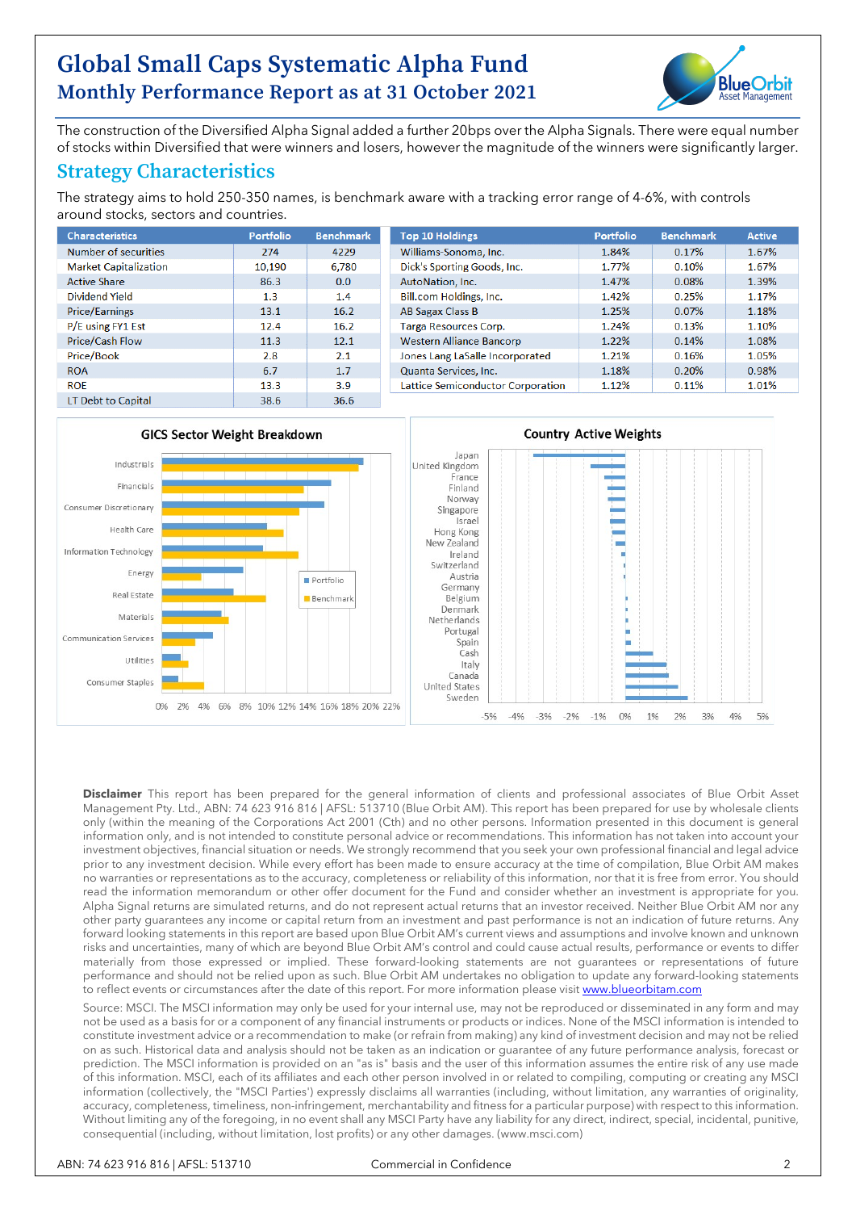# Global Small Caps Systematic Alpha Fund
## Monthly Performance Report as at 31 October 2021

The construction of the Diversified Alpha Signal added a further 20bps over the Alpha Signals. There were equal number of stocks within Diversified that were winners and losers, however the magnitude of the winners were significantly larger.

## Strategy Characteristics

The strategy aims to hold 250-350 names, is benchmark aware with a tracking error range of 4-6%, with controls around stocks, sectors and countries.

| Characteristics | Portfolio | Benchmark |
|---|---|---|
| Number of securities | 274 | 4229 |
| Market Capitalization | 10,190 | 6,780 |
| Active Share | 86.3 | 0.0 |
| Dividend Yield | 1.3 | 1.4 |
| Price/Earnings | 13.1 | 16.2 |
| P/E using FY1 Est | 12.4 | 16.2 |
| Price/Cash Flow | 11.3 | 12.1 |
| Price/Book | 2.8 | 2.1 |
| ROA | 6.7 | 1.7 |
| ROE | 13.3 | 3.9 |
| LT Debt to Capital | 38.6 | 36.6 |

| Top 10 Holdings | Portfolio | Benchmark | Active |
|---|---|---|---|
| Williams-Sonoma, Inc. | 1.84% | 0.17% | 1.67% |
| Dick's Sporting Goods, Inc. | 1.77% | 0.10% | 1.67% |
| AutoNation, Inc. | 1.47% | 0.08% | 1.39% |
| Bill.com Holdings, Inc. | 1.42% | 0.25% | 1.17% |
| AB Sagax Class B | 1.25% | 0.07% | 1.18% |
| Targa Resources Corp. | 1.24% | 0.13% | 1.10% |
| Western Alliance Bancorp | 1.22% | 0.14% | 1.08% |
| Jones Lang LaSalle Incorporated | 1.21% | 0.16% | 1.05% |
| Quanta Services, Inc. | 1.18% | 0.20% | 0.98% |
| Lattice Semiconductor Corporation | 1.12% | 0.11% | 1.01% |

GICS Sector Weight Breakdown

Industrials
Financials
Consumer Discretionary
Health Care
Information Technology
Energy
Real Estate
Materials
Communication Services
Utilities
Consumer Staples

0% 2% 4% 6% 8% 10% 12% 14% 16% 18% 20% 22%

Portfolio
Benchmark

Country Active Weights

Japan
United Kingdom
France
Finland
Norway
Singapore
Israel
Hong Kong
New Zealand
Ireland
Switzerland
Austria
Germany
Belgium
Denmark
Netherlands
Portugal
Spain
Cash
Italy
Canada
United States
Sweden

-5% -4% -3% -2% -1% 0% 1% 2% 3% 4% 5%

**Disclaimer** This report has been prepared for the general information of clients and professional associates of Blue Orbit Asset Management Pty. Ltd., ABN: 74 623 916 816 | AFSL: 513710 (Blue Orbit AM). This report has been prepared for use by wholesale clients only (within the meaning of the Corporations Act 2001 (Cth) and no other persons. Information presented in this document is general information only, and is not intended to constitute personal advice or recommendations. This information has not taken into account your investment objectives, financial situation or needs. We strongly recommend that you seek your own professional financial and legal advice prior to any investment decision. While every effort has been made to ensure accuracy at the time of compilation, Blue Orbit AM makes no warranties or representations as to the accuracy, completeness or reliability of this information, nor that it is free from error. You should read the information memorandum or other offer document for the Fund and consider whether an investment is appropriate for you. Alpha Signal returns are simulated returns, and do not represent actual returns that an investor received. Neither Blue Orbit AM nor any other party guarantees any income or capital return from an investment and past performance is not an indication of future returns. Any forward looking statements in this report are based upon Blue Orbit AM's current views and assumptions and involve known and unknown risks and uncertainties, many of which are beyond Blue Orbit AM's control and could cause actual results, performance or events to differ materially from those expressed or implied. These forward-looking statements are not guarantees or representations of future performance and should not be relied upon as such. Blue Orbit AM undertakes no obligation to update any forward-looking statements to reflect events or circumstances after the date of this report. For more information please visit www.blueorbitam.com

Source: MSCI. The MSCI information may only be used for your internal use, may not be reproduced or disseminated in any form and may not be used as a basis for or a component of any financial instruments or products or indices. None of the MSCI information is intended to constitute investment advice or a recommendation to make (or refrain from making) any kind of investment decision and may not be relied on as such. Historical data and analysis should not be taken as an indication or guarantee of any future performance analysis, forecast or prediction. The MSCI information is provided on an "as is" basis and the user of this information assumes the entire risk of any use made of this information. MSCI, each of its affiliates and each other person involved in or related to compiling, computing or creating any MSCI information (collectively, the "MSCI Parties") expressly disclaims all warranties (including, without limitation, any warranties of originality, accuracy, completeness, timeliness, non-infringement, merchantability and fitness for a particular purpose) with respect to this information. Without limiting any of the foregoing, in no event shall any MSCI Party have any liability for any direct, indirect, special, incidental, punitive, consequential (including, without limitation, lost profits) or any other damages. (www.msci.com)